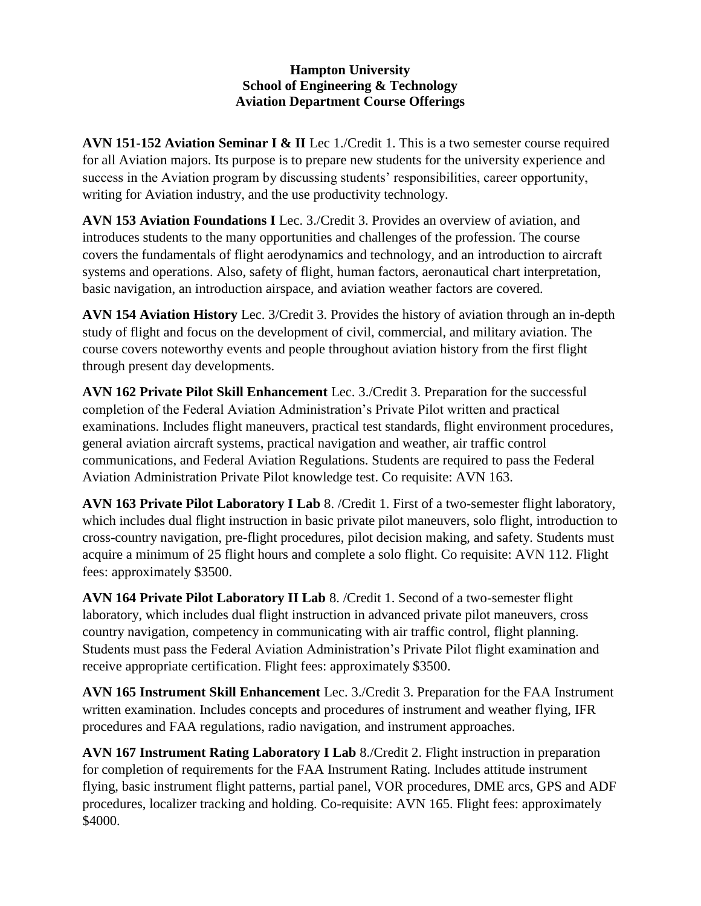**Hampton University**
**School of Engineering & Technology**
**Aviation Department Course Offerings**

**AVN 151-152 Aviation Seminar I & II** Lec 1./Credit 1. This is a two semester course required for all Aviation majors. Its purpose is to prepare new students for the university experience and success in the Aviation program by discussing students' responsibilities, career opportunity, writing for Aviation industry, and the use productivity technology.

**AVN 153 Aviation Foundations I** Lec. 3./Credit 3. Provides an overview of aviation, and introduces students to the many opportunities and challenges of the profession. The course covers the fundamentals of flight aerodynamics and technology, and an introduction to aircraft systems and operations. Also, safety of flight, human factors, aeronautical chart interpretation, basic navigation, an introduction airspace, and aviation weather factors are covered.

**AVN 154 Aviation History** Lec. 3/Credit 3. Provides the history of aviation through an in-depth study of flight and focus on the development of civil, commercial, and military aviation. The course covers noteworthy events and people throughout aviation history from the first flight through present day developments.

**AVN 162 Private Pilot Skill Enhancement** Lec. 3./Credit 3. Preparation for the successful completion of the Federal Aviation Administration's Private Pilot written and practical examinations. Includes flight maneuvers, practical test standards, flight environment procedures, general aviation aircraft systems, practical navigation and weather, air traffic control communications, and Federal Aviation Regulations. Students are required to pass the Federal Aviation Administration Private Pilot knowledge test. Co requisite: AVN 163.

**AVN 163 Private Pilot Laboratory I Lab** 8. /Credit 1. First of a two-semester flight laboratory, which includes dual flight instruction in basic private pilot maneuvers, solo flight, introduction to cross-country navigation, pre-flight procedures, pilot decision making, and safety. Students must acquire a minimum of 25 flight hours and complete a solo flight. Co requisite: AVN 112. Flight fees: approximately $3500.

**AVN 164 Private Pilot Laboratory II Lab** 8. /Credit 1. Second of a two-semester flight laboratory, which includes dual flight instruction in advanced private pilot maneuvers, cross country navigation, competency in communicating with air traffic control, flight planning. Students must pass the Federal Aviation Administration's Private Pilot flight examination and receive appropriate certification. Flight fees: approximately $3500.

**AVN 165 Instrument Skill Enhancement** Lec. 3./Credit 3. Preparation for the FAA Instrument written examination. Includes concepts and procedures of instrument and weather flying, IFR procedures and FAA regulations, radio navigation, and instrument approaches.

**AVN 167 Instrument Rating Laboratory I Lab** 8./Credit 2. Flight instruction in preparation for completion of requirements for the FAA Instrument Rating. Includes attitude instrument flying, basic instrument flight patterns, partial panel, VOR procedures, DME arcs, GPS and ADF procedures, localizer tracking and holding. Co-requisite: AVN 165. Flight fees: approximately $4000.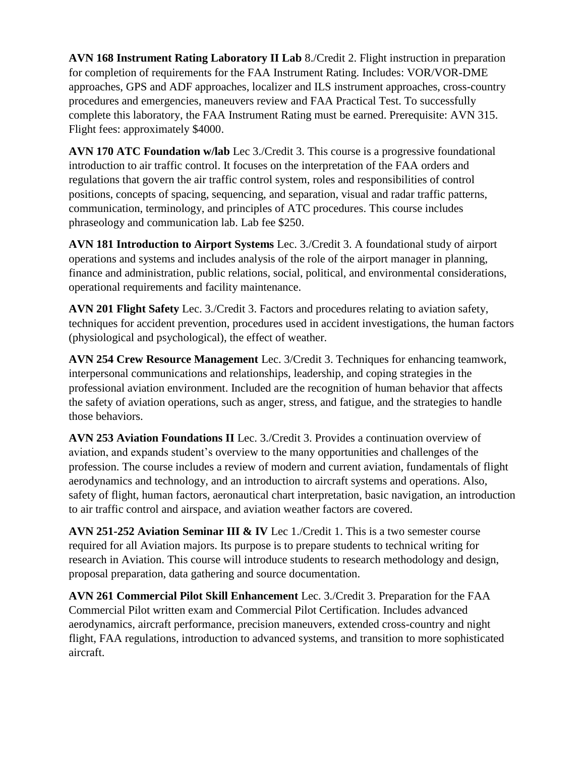**AVN 168 Instrument Rating Laboratory II Lab** 8./Credit 2. Flight instruction in preparation for completion of requirements for the FAA Instrument Rating. Includes: VOR/VOR-DME approaches, GPS and ADF approaches, localizer and ILS instrument approaches, cross-country procedures and emergencies, maneuvers review and FAA Practical Test. To successfully complete this laboratory, the FAA Instrument Rating must be earned. Prerequisite: AVN 315. Flight fees: approximately $4000.

**AVN 170 ATC Foundation w/lab** Lec 3./Credit 3. This course is a progressive foundational introduction to air traffic control. It focuses on the interpretation of the FAA orders and regulations that govern the air traffic control system, roles and responsibilities of control positions, concepts of spacing, sequencing, and separation, visual and radar traffic patterns, communication, terminology, and principles of ATC procedures. This course includes phraseology and communication lab. Lab fee $250.

**AVN 181 Introduction to Airport Systems** Lec. 3./Credit 3. A foundational study of airport operations and systems and includes analysis of the role of the airport manager in planning, finance and administration, public relations, social, political, and environmental considerations, operational requirements and facility maintenance.

**AVN 201 Flight Safety** Lec. 3./Credit 3. Factors and procedures relating to aviation safety, techniques for accident prevention, procedures used in accident investigations, the human factors (physiological and psychological), the effect of weather.

**AVN 254 Crew Resource Management** Lec. 3/Credit 3. Techniques for enhancing teamwork, interpersonal communications and relationships, leadership, and coping strategies in the professional aviation environment. Included are the recognition of human behavior that affects the safety of aviation operations, such as anger, stress, and fatigue, and the strategies to handle those behaviors.

**AVN 253 Aviation Foundations II** Lec. 3./Credit 3. Provides a continuation overview of aviation, and expands student's overview to the many opportunities and challenges of the profession. The course includes a review of modern and current aviation, fundamentals of flight aerodynamics and technology, and an introduction to aircraft systems and operations. Also, safety of flight, human factors, aeronautical chart interpretation, basic navigation, an introduction to air traffic control and airspace, and aviation weather factors are covered.

**AVN 251-252 Aviation Seminar III & IV** Lec 1./Credit 1. This is a two semester course required for all Aviation majors. Its purpose is to prepare students to technical writing for research in Aviation. This course will introduce students to research methodology and design, proposal preparation, data gathering and source documentation.

**AVN 261 Commercial Pilot Skill Enhancement** Lec. 3./Credit 3. Preparation for the FAA Commercial Pilot written exam and Commercial Pilot Certification. Includes advanced aerodynamics, aircraft performance, precision maneuvers, extended cross-country and night flight, FAA regulations, introduction to advanced systems, and transition to more sophisticated aircraft.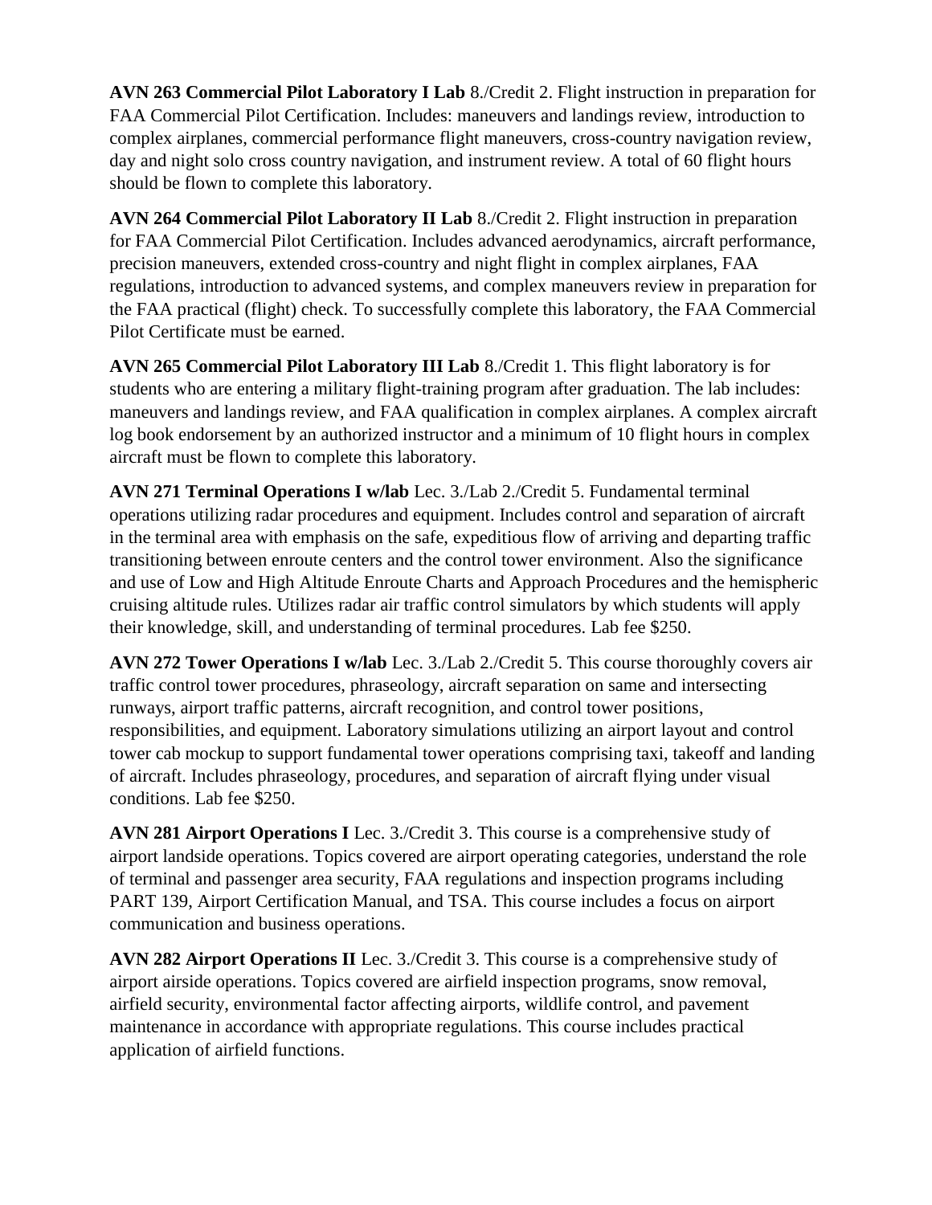**AVN 263 Commercial Pilot Laboratory I Lab** 8./Credit 2. Flight instruction in preparation for FAA Commercial Pilot Certification. Includes: maneuvers and landings review, introduction to complex airplanes, commercial performance flight maneuvers, cross-country navigation review, day and night solo cross country navigation, and instrument review. A total of 60 flight hours should be flown to complete this laboratory.

**AVN 264 Commercial Pilot Laboratory II Lab** 8./Credit 2. Flight instruction in preparation for FAA Commercial Pilot Certification. Includes advanced aerodynamics, aircraft performance, precision maneuvers, extended cross-country and night flight in complex airplanes, FAA regulations, introduction to advanced systems, and complex maneuvers review in preparation for the FAA practical (flight) check. To successfully complete this laboratory, the FAA Commercial Pilot Certificate must be earned.

**AVN 265 Commercial Pilot Laboratory III Lab** 8./Credit 1. This flight laboratory is for students who are entering a military flight-training program after graduation. The lab includes: maneuvers and landings review, and FAA qualification in complex airplanes. A complex aircraft log book endorsement by an authorized instructor and a minimum of 10 flight hours in complex aircraft must be flown to complete this laboratory.

**AVN 271 Terminal Operations I w/lab** Lec. 3./Lab 2./Credit 5. Fundamental terminal operations utilizing radar procedures and equipment. Includes control and separation of aircraft in the terminal area with emphasis on the safe, expeditious flow of arriving and departing traffic transitioning between enroute centers and the control tower environment. Also the significance and use of Low and High Altitude Enroute Charts and Approach Procedures and the hemispheric cruising altitude rules. Utilizes radar air traffic control simulators by which students will apply their knowledge, skill, and understanding of terminal procedures. Lab fee $250.

**AVN 272 Tower Operations I w/lab** Lec. 3./Lab 2./Credit 5. This course thoroughly covers air traffic control tower procedures, phraseology, aircraft separation on same and intersecting runways, airport traffic patterns, aircraft recognition, and control tower positions, responsibilities, and equipment. Laboratory simulations utilizing an airport layout and control tower cab mockup to support fundamental tower operations comprising taxi, takeoff and landing of aircraft. Includes phraseology, procedures, and separation of aircraft flying under visual conditions. Lab fee $250.

**AVN 281 Airport Operations I** Lec. 3./Credit 3. This course is a comprehensive study of airport landside operations. Topics covered are airport operating categories, understand the role of terminal and passenger area security, FAA regulations and inspection programs including PART 139, Airport Certification Manual, and TSA. This course includes a focus on airport communication and business operations.

**AVN 282 Airport Operations II** Lec. 3./Credit 3. This course is a comprehensive study of airport airside operations. Topics covered are airfield inspection programs, snow removal, airfield security, environmental factor affecting airports, wildlife control, and pavement maintenance in accordance with appropriate regulations. This course includes practical application of airfield functions.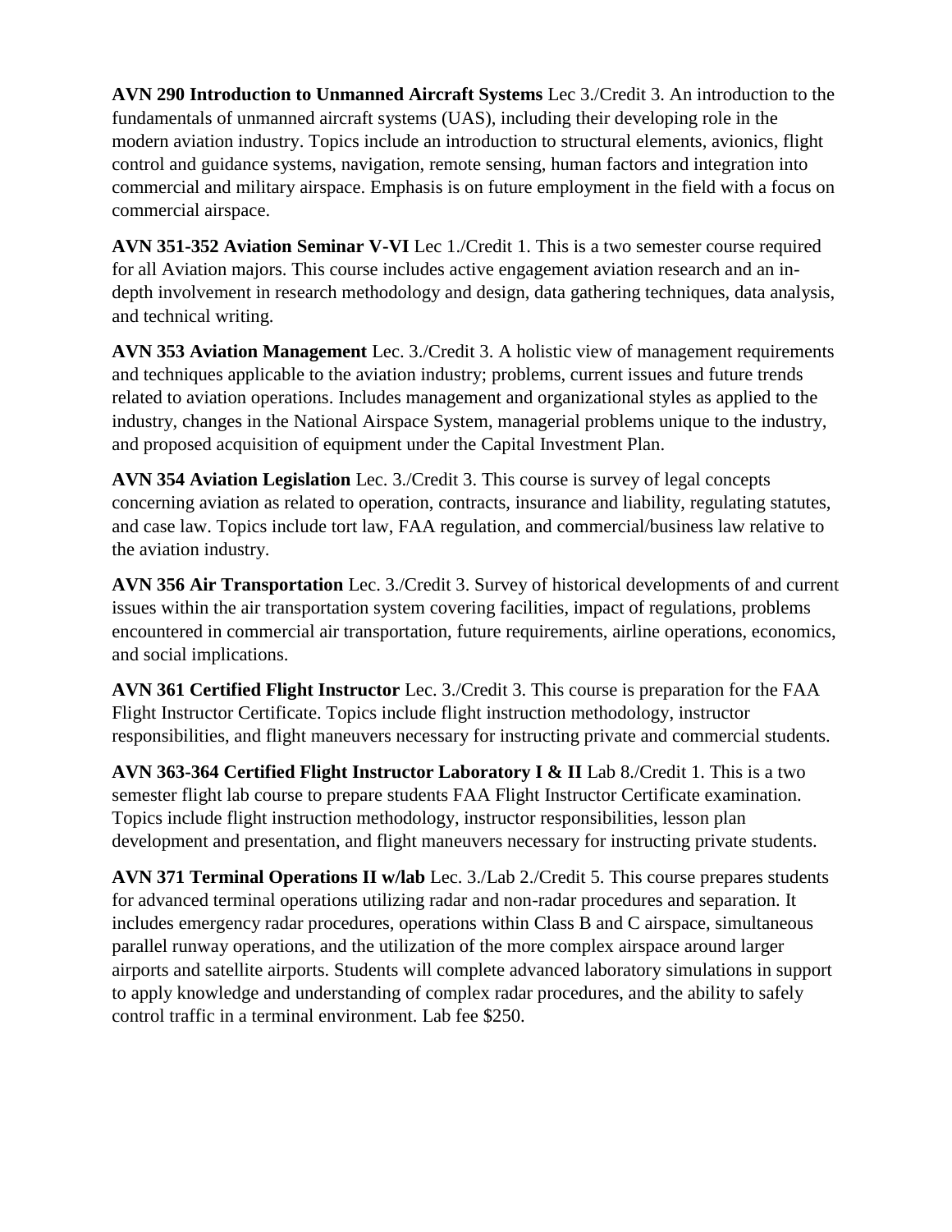**AVN 290 Introduction to Unmanned Aircraft Systems** Lec 3./Credit 3. An introduction to the fundamentals of unmanned aircraft systems (UAS), including their developing role in the modern aviation industry. Topics include an introduction to structural elements, avionics, flight control and guidance systems, navigation, remote sensing, human factors and integration into commercial and military airspace. Emphasis is on future employment in the field with a focus on commercial airspace.

**AVN 351-352 Aviation Seminar V-VI** Lec 1./Credit 1. This is a two semester course required for all Aviation majors. This course includes active engagement aviation research and an in-depth involvement in research methodology and design, data gathering techniques, data analysis, and technical writing.

**AVN 353 Aviation Management** Lec. 3./Credit 3. A holistic view of management requirements and techniques applicable to the aviation industry; problems, current issues and future trends related to aviation operations. Includes management and organizational styles as applied to the industry, changes in the National Airspace System, managerial problems unique to the industry, and proposed acquisition of equipment under the Capital Investment Plan.

**AVN 354 Aviation Legislation** Lec. 3./Credit 3. This course is survey of legal concepts concerning aviation as related to operation, contracts, insurance and liability, regulating statutes, and case law. Topics include tort law, FAA regulation, and commercial/business law relative to the aviation industry.

**AVN 356 Air Transportation** Lec. 3./Credit 3. Survey of historical developments of and current issues within the air transportation system covering facilities, impact of regulations, problems encountered in commercial air transportation, future requirements, airline operations, economics, and social implications.

**AVN 361 Certified Flight Instructor** Lec. 3./Credit 3. This course is preparation for the FAA Flight Instructor Certificate. Topics include flight instruction methodology, instructor responsibilities, and flight maneuvers necessary for instructing private and commercial students.

**AVN 363-364 Certified Flight Instructor Laboratory I & II** Lab 8./Credit 1. This is a two semester flight lab course to prepare students FAA Flight Instructor Certificate examination. Topics include flight instruction methodology, instructor responsibilities, lesson plan development and presentation, and flight maneuvers necessary for instructing private students.

**AVN 371 Terminal Operations II w/lab** Lec. 3./Lab 2./Credit 5. This course prepares students for advanced terminal operations utilizing radar and non-radar procedures and separation. It includes emergency radar procedures, operations within Class B and C airspace, simultaneous parallel runway operations, and the utilization of the more complex airspace around larger airports and satellite airports. Students will complete advanced laboratory simulations in support to apply knowledge and understanding of complex radar procedures, and the ability to safely control traffic in a terminal environment. Lab fee $250.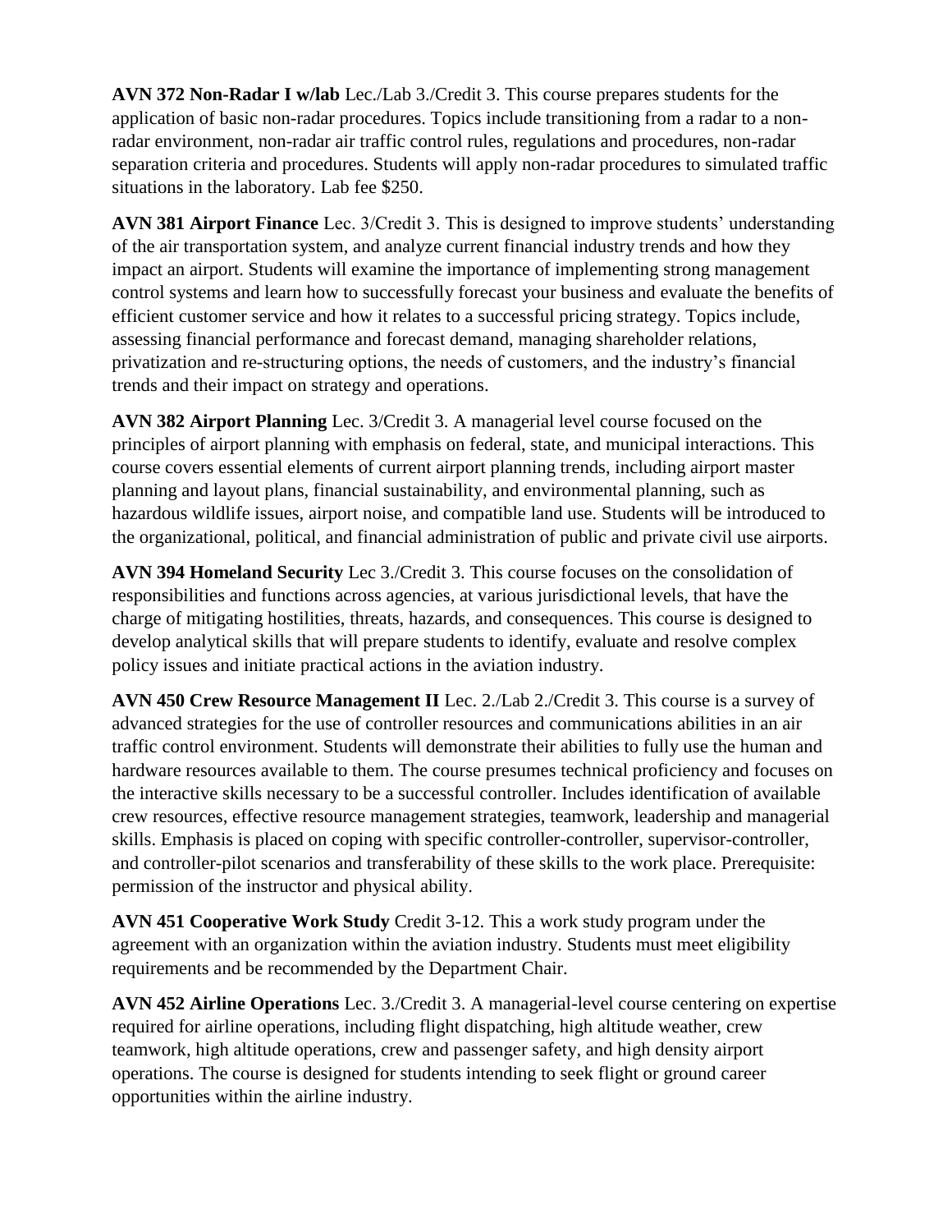**AVN 372 Non-Radar I w/lab** Lec./Lab 3./Credit 3. This course prepares students for the application of basic non-radar procedures. Topics include transitioning from a radar to a non-radar environment, non-radar air traffic control rules, regulations and procedures, non-radar separation criteria and procedures. Students will apply non-radar procedures to simulated traffic situations in the laboratory. Lab fee $250.

**AVN 381 Airport Finance** Lec. 3/Credit 3. This is designed to improve students' understanding of the air transportation system, and analyze current financial industry trends and how they impact an airport. Students will examine the importance of implementing strong management control systems and learn how to successfully forecast your business and evaluate the benefits of efficient customer service and how it relates to a successful pricing strategy. Topics include, assessing financial performance and forecast demand, managing shareholder relations, privatization and re-structuring options, the needs of customers, and the industry's financial trends and their impact on strategy and operations.

**AVN 382 Airport Planning** Lec. 3/Credit 3. A managerial level course focused on the principles of airport planning with emphasis on federal, state, and municipal interactions. This course covers essential elements of current airport planning trends, including airport master planning and layout plans, financial sustainability, and environmental planning, such as hazardous wildlife issues, airport noise, and compatible land use. Students will be introduced to the organizational, political, and financial administration of public and private civil use airports.

**AVN 394 Homeland Security** Lec 3./Credit 3. This course focuses on the consolidation of responsibilities and functions across agencies, at various jurisdictional levels, that have the charge of mitigating hostilities, threats, hazards, and consequences. This course is designed to develop analytical skills that will prepare students to identify, evaluate and resolve complex policy issues and initiate practical actions in the aviation industry.

**AVN 450 Crew Resource Management II** Lec. 2./Lab 2./Credit 3. This course is a survey of advanced strategies for the use of controller resources and communications abilities in an air traffic control environment. Students will demonstrate their abilities to fully use the human and hardware resources available to them. The course presumes technical proficiency and focuses on the interactive skills necessary to be a successful controller. Includes identification of available crew resources, effective resource management strategies, teamwork, leadership and managerial skills. Emphasis is placed on coping with specific controller-controller, supervisor-controller, and controller-pilot scenarios and transferability of these skills to the work place. Prerequisite: permission of the instructor and physical ability.

**AVN 451 Cooperative Work Study** Credit 3-12. This a work study program under the agreement with an organization within the aviation industry. Students must meet eligibility requirements and be recommended by the Department Chair.

**AVN 452 Airline Operations** Lec. 3./Credit 3. A managerial-level course centering on expertise required for airline operations, including flight dispatching, high altitude weather, crew teamwork, high altitude operations, crew and passenger safety, and high density airport operations. The course is designed for students intending to seek flight or ground career opportunities within the airline industry.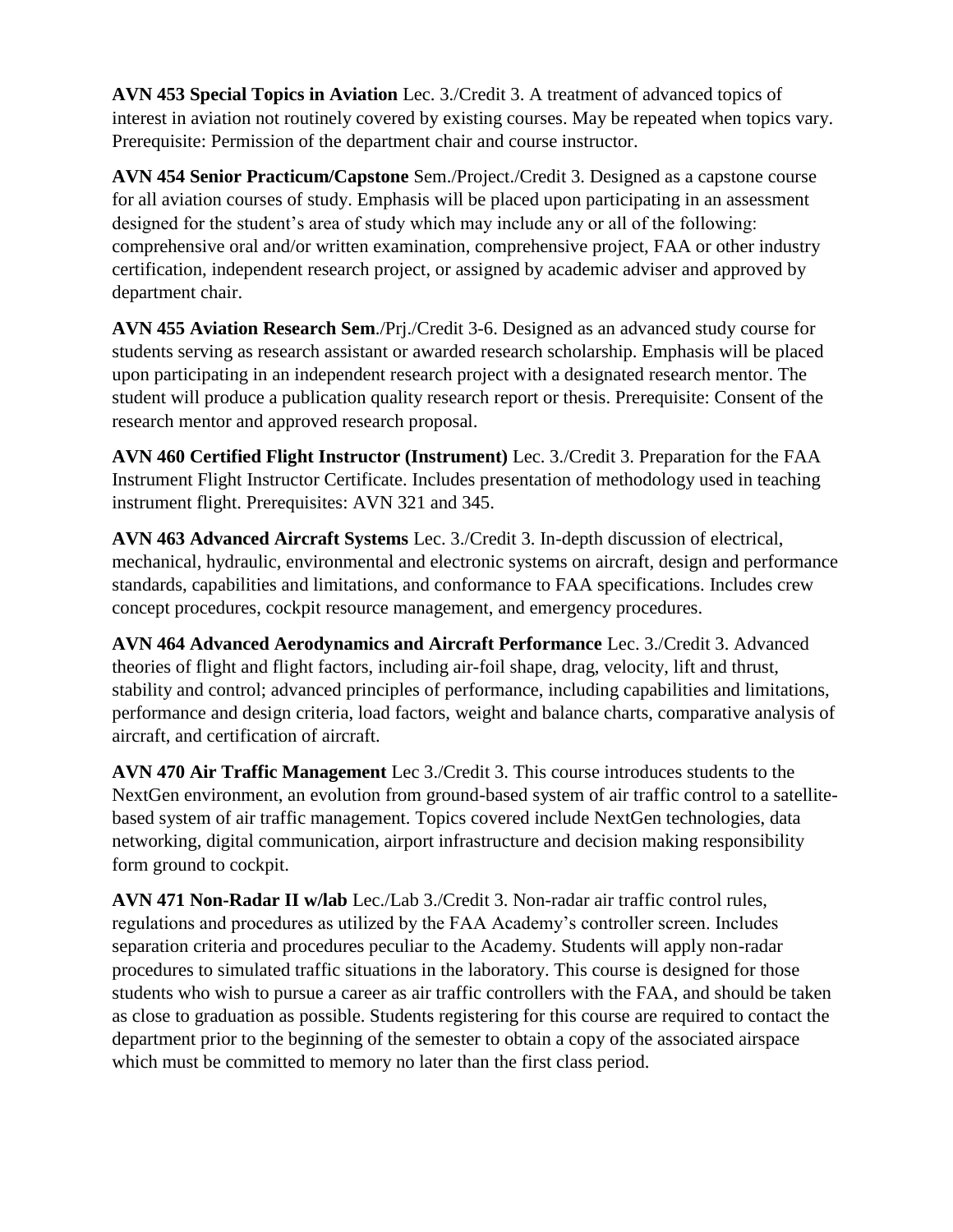**AVN 453 Special Topics in Aviation** Lec. 3./Credit 3. A treatment of advanced topics of interest in aviation not routinely covered by existing courses. May be repeated when topics vary. Prerequisite: Permission of the department chair and course instructor.

**AVN 454 Senior Practicum/Capstone** Sem./Project./Credit 3. Designed as a capstone course for all aviation courses of study. Emphasis will be placed upon participating in an assessment designed for the student's area of study which may include any or all of the following: comprehensive oral and/or written examination, comprehensive project, FAA or other industry certification, independent research project, or assigned by academic adviser and approved by department chair.

**AVN 455 Aviation Research Sem**./Prj./Credit 3-6. Designed as an advanced study course for students serving as research assistant or awarded research scholarship. Emphasis will be placed upon participating in an independent research project with a designated research mentor. The student will produce a publication quality research report or thesis. Prerequisite: Consent of the research mentor and approved research proposal.

**AVN 460 Certified Flight Instructor (Instrument)** Lec. 3./Credit 3. Preparation for the FAA Instrument Flight Instructor Certificate. Includes presentation of methodology used in teaching instrument flight. Prerequisites: AVN 321 and 345.

**AVN 463 Advanced Aircraft Systems** Lec. 3./Credit 3. In-depth discussion of electrical, mechanical, hydraulic, environmental and electronic systems on aircraft, design and performance standards, capabilities and limitations, and conformance to FAA specifications. Includes crew concept procedures, cockpit resource management, and emergency procedures.

**AVN 464 Advanced Aerodynamics and Aircraft Performance** Lec. 3./Credit 3. Advanced theories of flight and flight factors, including air-foil shape, drag, velocity, lift and thrust, stability and control; advanced principles of performance, including capabilities and limitations, performance and design criteria, load factors, weight and balance charts, comparative analysis of aircraft, and certification of aircraft.

**AVN 470 Air Traffic Management** Lec 3./Credit 3. This course introduces students to the NextGen environment, an evolution from ground-based system of air traffic control to a satellite-based system of air traffic management. Topics covered include NextGen technologies, data networking, digital communication, airport infrastructure and decision making responsibility form ground to cockpit.

**AVN 471 Non-Radar II w/lab** Lec./Lab 3./Credit 3. Non-radar air traffic control rules, regulations and procedures as utilized by the FAA Academy's controller screen. Includes separation criteria and procedures peculiar to the Academy. Students will apply non-radar procedures to simulated traffic situations in the laboratory. This course is designed for those students who wish to pursue a career as air traffic controllers with the FAA, and should be taken as close to graduation as possible. Students registering for this course are required to contact the department prior to the beginning of the semester to obtain a copy of the associated airspace which must be committed to memory no later than the first class period.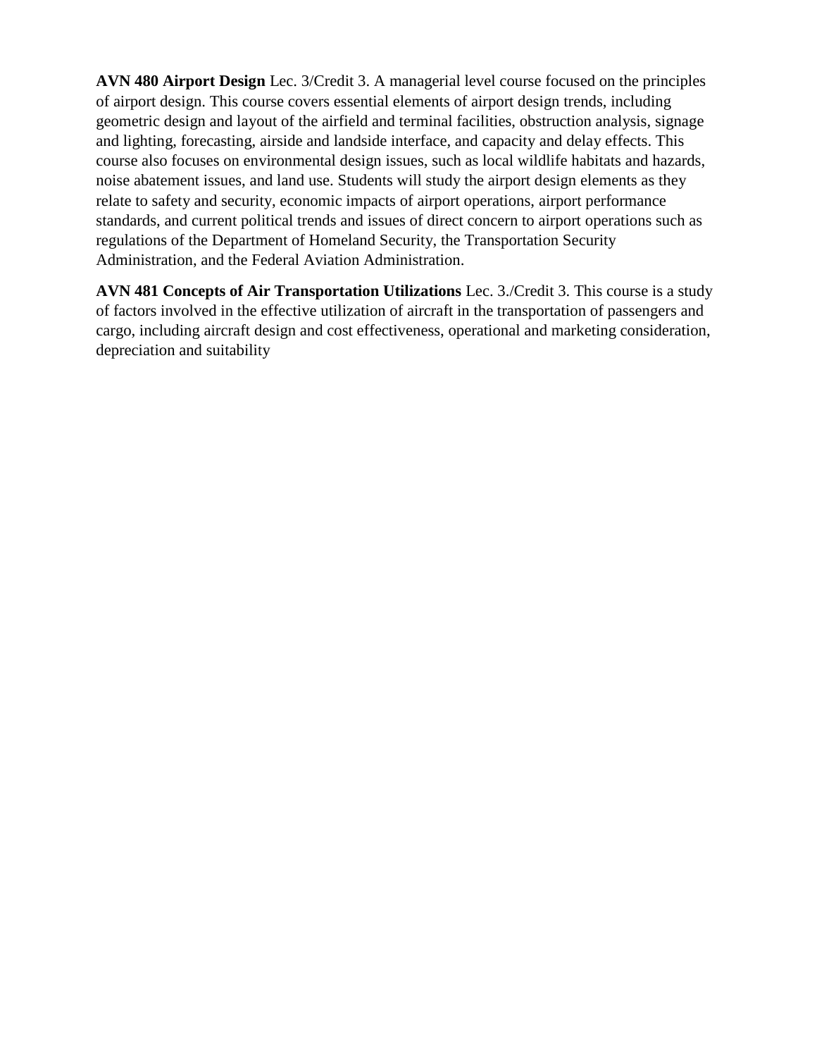**AVN 480 Airport Design** Lec. 3/Credit 3. A managerial level course focused on the principles of airport design. This course covers essential elements of airport design trends, including geometric design and layout of the airfield and terminal facilities, obstruction analysis, signage and lighting, forecasting, airside and landside interface, and capacity and delay effects. This course also focuses on environmental design issues, such as local wildlife habitats and hazards, noise abatement issues, and land use. Students will study the airport design elements as they relate to safety and security, economic impacts of airport operations, airport performance standards, and current political trends and issues of direct concern to airport operations such as regulations of the Department of Homeland Security, the Transportation Security Administration, and the Federal Aviation Administration.

**AVN 481 Concepts of Air Transportation Utilizations** Lec. 3./Credit 3. This course is a study of factors involved in the effective utilization of aircraft in the transportation of passengers and cargo, including aircraft design and cost effectiveness, operational and marketing consideration, depreciation and suitability